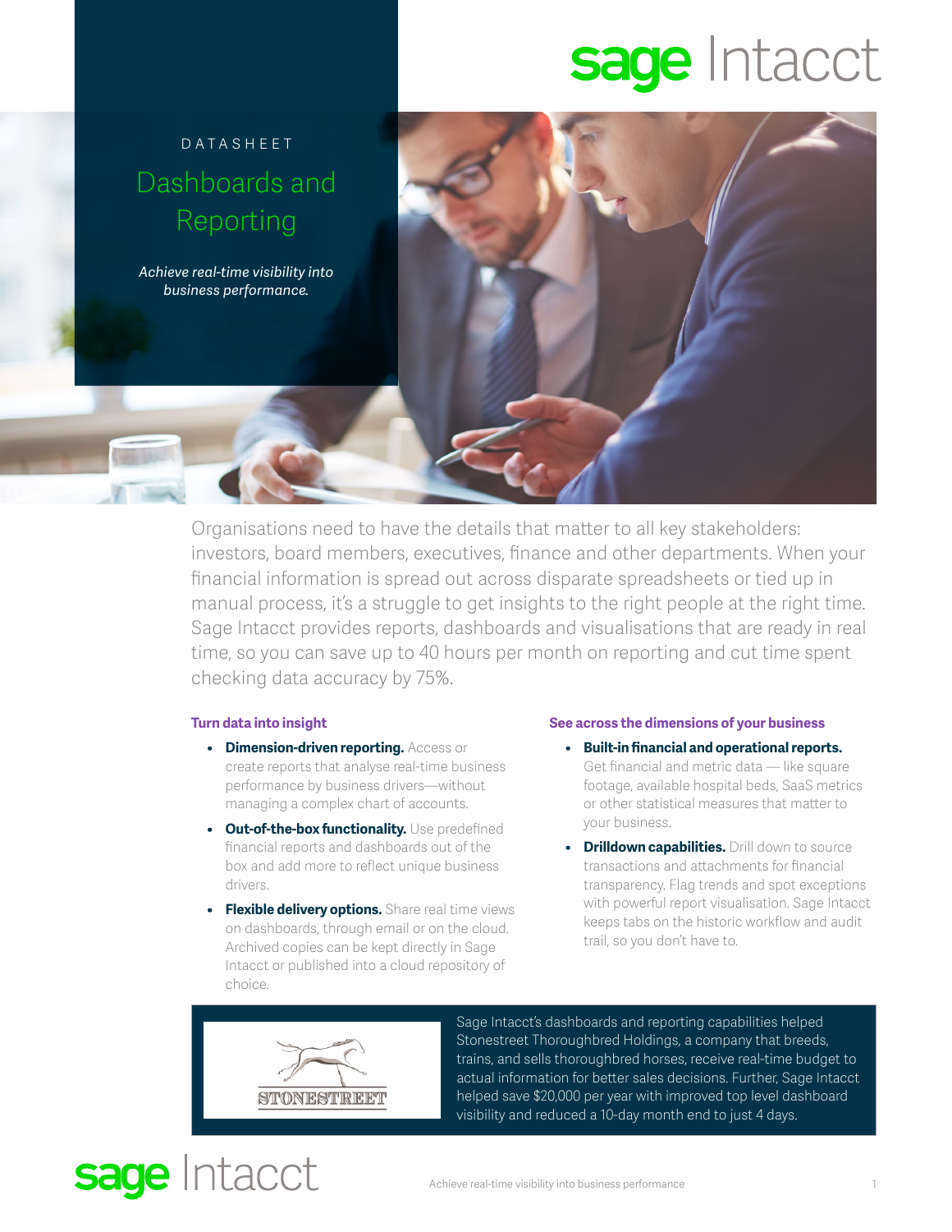DATASHEET

# Dashboards and Reporting

*Achieve real-time visibility into business performance.*

Organisations need to have the details that matter to all key stakeholders: investors, board members, executives, finance and other departments. When your financial information is spread out across disparate spreadsheets or tied up in manual process, it's a struggle to get insights to the right people at the right time. Sage Intacct provides reports, dashboards and visualisations that are ready in real time, so you can save up to 40 hours per month on reporting and cut time spent checking data accuracy by 75%.

## Turn data into insight

- **Dimension-driven reporting.** Access or create reports that analyse real-time business performance by business drivers—without managing a complex chart of accounts.
- **Out-of-the-box functionality.** Use predefined financial reports and dashboards out of the box and add more to reflect unique business drivers.
- **Flexible delivery options.** Share real time views on dashboards, through email or on the cloud. Archived copies can be kept directly in Sage Intacct or published into a cloud repository of choice.

## See across the dimensions of your business

- **Built-in financial and operational reports.** Get financial and metric data — like square footage, available hospital beds, SaaS metrics or other statistical measures that matter to your business.
- **Drilldown capabilities.** Drill down to source transactions and attachments for financial transparency. Flag trends and spot exceptions with powerful report visualisation. Sage Intacct keeps tabs on the historic workflow and audit trail, so you don't have to.

STONESTREET

Sage Intacct's dashboards and reporting capabilities helped Stonestreet Thoroughbred Holdings, a company that breeds, trains, and sells thoroughbred horses, receive real-time budget to actual information for better sales decisions. Further, Sage Intacct helped save $20,000 per year with improved top level dashboard visibility and reduced a 10-day month end to just 4 days.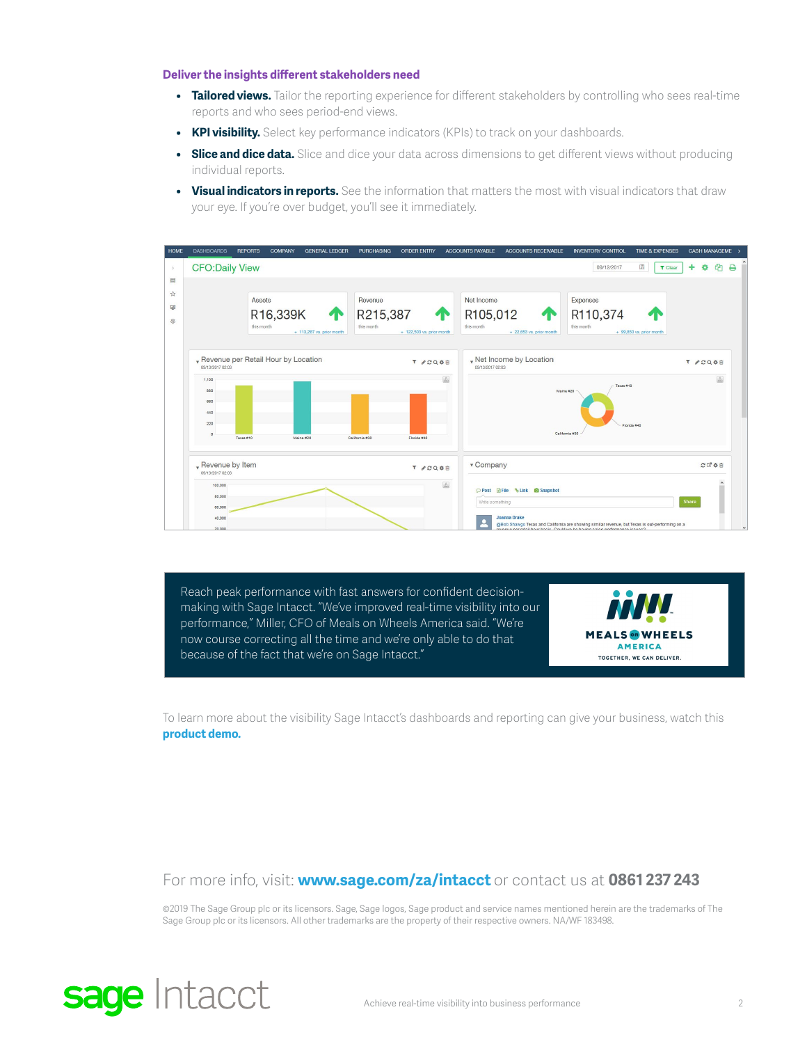### Deliver the insights different stakeholders need

- **Tailored views.** Tailor the reporting experience for different stakeholders by controlling who sees real-time reports and who sees period-end views.
- **KPI visibility.** Select key performance indicators (KPIs) to track on your dashboards.
- **Slice and dice data.** Slice and dice your data across dimensions to get different views without producing individual reports.
- **Visual indicators in reports.** See the information that matters the most with visual indicators that draw your eye. If you're over budget, you'll see it immediately.

Reach peak performance with fast answers for confident decision-making with Sage Intacct. "We've improved real-time visibility into our performance," Miller, CFO of Meals on Wheels America said. "We're now course correcting all the time and we're only able to do that because of the fact that we're on Sage Intacct."

MEALS ON WHEELS AMERICA
TOGETHER, WE CAN DELIVER.

To learn more about the visibility Sage Intacct's dashboards and reporting can give your business, watch this **product demo.**

For more info, visit: **www.sage.com/za/intacct** or contact us at **0861 237 243**

©2019 The Sage Group plc or its licensors. Sage, Sage logos, Sage product and service names mentioned herein are the trademarks of The Sage Group plc or its licensors. All other trademarks are the property of their respective owners. NA/WF 183498.

sage Intacct

Achieve real-time visibility into business performance